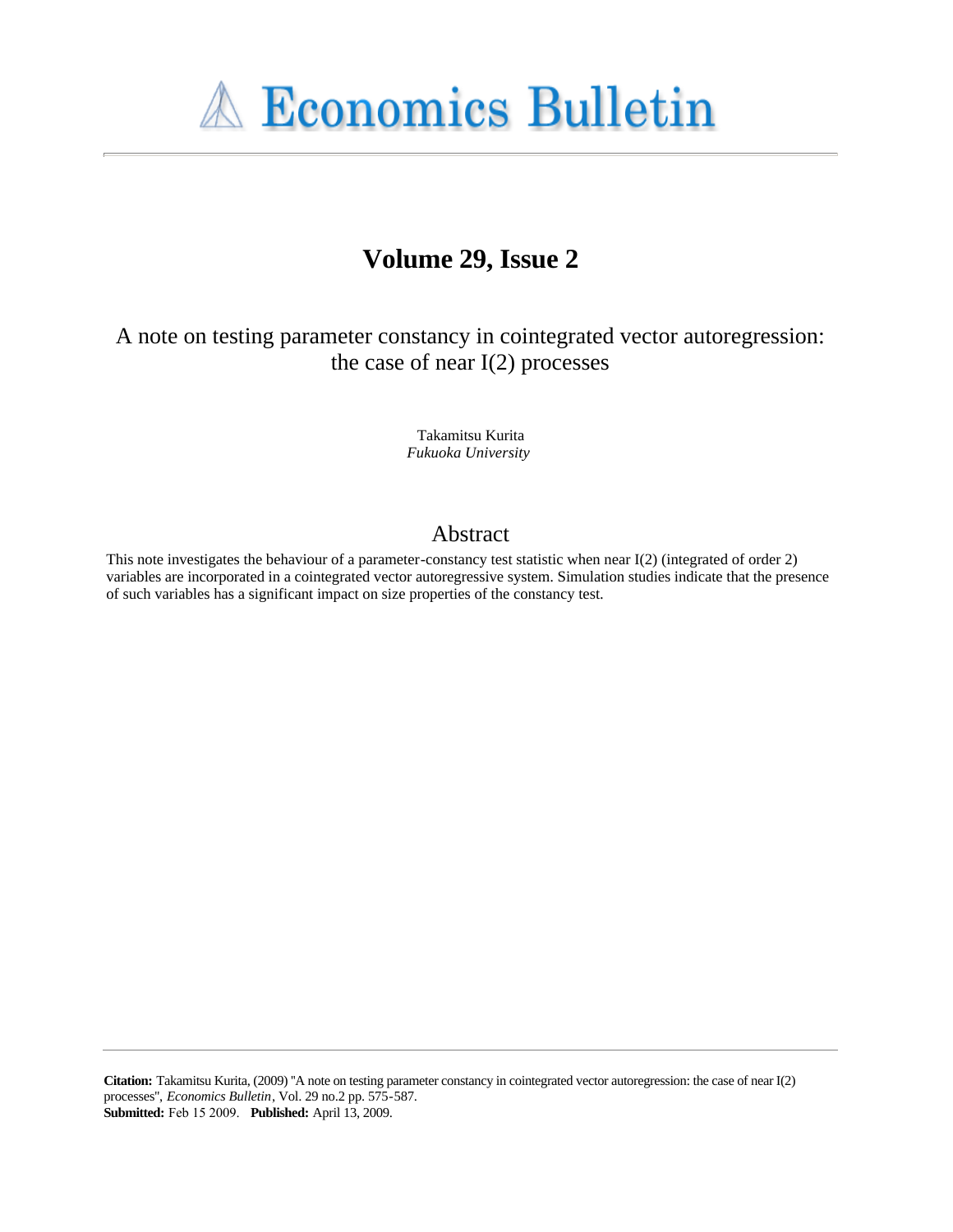# Economics Bulletin

## Volume 29, Issue 2

### A note on testing parameter constancy in cointegrated vector autoregression: the case of near I(2) processes

Takamitsu Kurita
*Fukuoka University*

## Abstract

This note investigates the behaviour of a parameter-constancy test statistic when near I(2) (integrated of order 2) variables are incorporated in a cointegrated vector autoregressive system. Simulation studies indicate that the presence of such variables has a significant impact on size properties of the constancy test.

**Citation:** Takamitsu Kurita, (2009) "A note on testing parameter constancy in cointegrated vector autoregression: the case of near I(2) processes", *Economics Bulletin*, Vol. 29 no.2 pp. 575-587.
**Submitted:** Feb 15 2009. **Published:** April 13, 2009.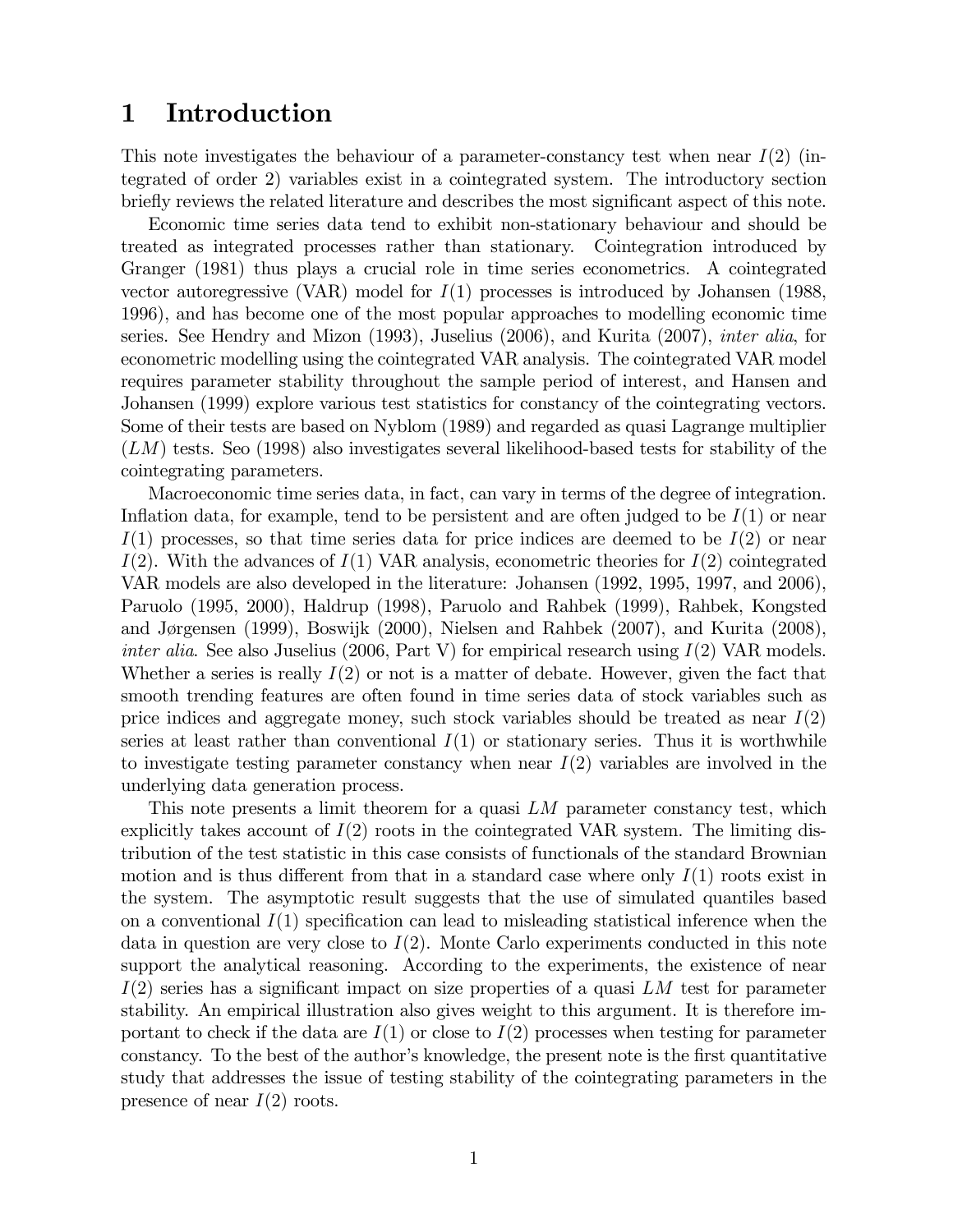# 1 Introduction

This note investigates the behaviour of a parameter-constancy test when near $I(2)$ (integrated of order 2) variables exist in a cointegrated system. The introductory section briefly reviews the related literature and describes the most significant aspect of this note.

Economic time series data tend to exhibit non-stationary behaviour and should be treated as integrated processes rather than stationary. Cointegration introduced by Granger (1981) thus plays a crucial role in time series econometrics. A cointegrated vector autoregressive (VAR) model for $I(1)$ processes is introduced by Johansen (1988, 1996), and has become one of the most popular approaches to modelling economic time series. See Hendry and Mizon (1993), Juselius (2006), and Kurita (2007), *inter alia*, for econometric modelling using the cointegrated VAR analysis. The cointegrated VAR model requires parameter stability throughout the sample period of interest, and Hansen and Johansen (1999) explore various test statistics for constancy of the cointegrating vectors. Some of their tests are based on Nyblom (1989) and regarded as quasi Lagrange multiplier ($LM$) tests. Seo (1998) also investigates several likelihood-based tests for stability of the cointegrating parameters.

Macroeconomic time series data, in fact, can vary in terms of the degree of integration. Inflation data, for example, tend to be persistent and are often judged to be $I(1)$ or near $I(1)$ processes, so that time series data for price indices are deemed to be $I(2)$ or near $I(2)$. With the advances of $I(1)$ VAR analysis, econometric theories for $I(2)$ cointegrated VAR models are also developed in the literature: Johansen (1992, 1995, 1997, and 2006), Paruolo (1995, 2000), Haldrup (1998), Paruolo and Rahbek (1999), Rahbek, Kongsted and Jørgensen (1999), Boswijk (2000), Nielsen and Rahbek (2007), and Kurita (2008), *inter alia*. See also Juselius (2006, Part V) for empirical research using $I(2)$ VAR models. Whether a series is really $I(2)$ or not is a matter of debate. However, given the fact that smooth trending features are often found in time series data of stock variables such as price indices and aggregate money, such stock variables should be treated as near $I(2)$ series at least rather than conventional $I(1)$ or stationary series. Thus it is worthwhile to investigate testing parameter constancy when near $I(2)$ variables are involved in the underlying data generation process.

This note presents a limit theorem for a quasi $LM$ parameter constancy test, which explicitly takes account of $I(2)$ roots in the cointegrated VAR system. The limiting distribution of the test statistic in this case consists of functionals of the standard Brownian motion and is thus different from that in a standard case where only $I(1)$ roots exist in the system. The asymptotic result suggests that the use of simulated quantiles based on a conventional $I(1)$ specification can lead to misleading statistical inference when the data in question are very close to $I(2)$. Monte Carlo experiments conducted in this note support the analytical reasoning. According to the experiments, the existence of near $I(2)$ series has a significant impact on size properties of a quasi $LM$ test for parameter stability. An empirical illustration also gives weight to this argument. It is therefore important to check if the data are $I(1)$ or close to $I(2)$ processes when testing for parameter constancy. To the best of the author's knowledge, the present note is the first quantitative study that addresses the issue of testing stability of the cointegrating parameters in the presence of near $I(2)$ roots.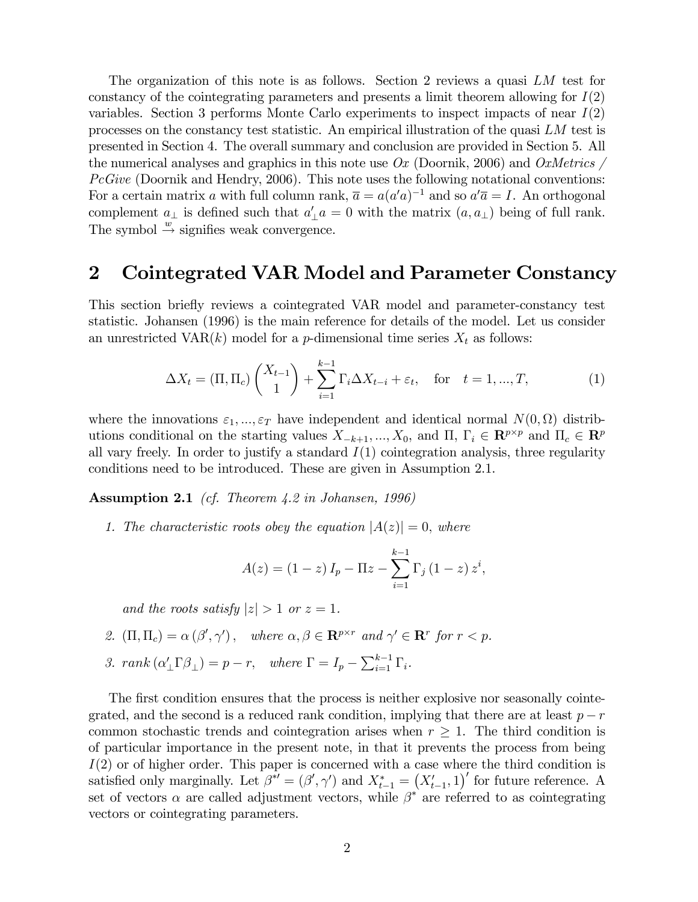The organization of this note is as follows. Section 2 reviews a quasi $LM$ test for constancy of the cointegrating parameters and presents a limit theorem allowing for $I(2)$ variables. Section 3 performs Monte Carlo experiments to inspect impacts of near $I(2)$ processes on the constancy test statistic. An empirical illustration of the quasi $LM$ test is presented in Section 4. The overall summary and conclusion are provided in Section 5. All the numerical analyses and graphics in this note use *Ox* (Doornik, 2006) and *OxMetrics / PcGive* (Doornik and Hendry, 2006). This note uses the following notational conventions: For a certain matrix $a$ with full column rank, $\overline{a} = a(a'a)^{-1}$ and so $a'\overline{a} = I$. An orthogonal complement $a_\perp$ is defined such that $a'_\perp a = 0$ with the matrix $(a, a_\perp)$ being of full rank. The symbol $\overset{w}{\rightarrow}$ signifies weak convergence.

## 2 Cointegrated VAR Model and Parameter Constancy

This section briefly reviews a cointegrated VAR model and parameter-constancy test statistic. Johansen (1996) is the main reference for details of the model. Let us consider an unrestricted VAR($k$) model for a $p$-dimensional time series $X_t$ as follows:

$$\Delta X_t = (\Pi, \Pi_c) \begin{pmatrix} X_{t-1} \\ 1 \end{pmatrix} + \sum_{i=1}^{k-1} \Gamma_i \Delta X_{t-i} + \varepsilon_t, \quad \text{for} \quad t = 1, ..., T, \tag{1}$$

where the innovations $\varepsilon_1, ..., \varepsilon_T$ have independent and identical normal $N(0, \Omega)$ distributions conditional on the starting values $X_{-k+1}, ..., X_0$, and $\Pi$, $\Gamma_i \in \mathbf{R}^{p \times p}$ and $\Pi_c \in \mathbf{R}^p$ all vary freely. In order to justify a standard $I(1)$ cointegration analysis, three regularity conditions need to be introduced. These are given in Assumption 2.1.

**Assumption 2.1** *(cf. Theorem 4.2 in Johansen, 1996)*

1. *The characteristic roots obey the equation $|A(z)| = 0$, where*

$$A(z) = (1 - z) I_p - \Pi z - \sum_{i=1}^{k-1} \Gamma_j (1 - z) z^i,$$

*and the roots satisfy $|z| > 1$ or $z = 1$.*

2. $(\Pi, \Pi_c) = \alpha (\beta', \gamma')$, *where $\alpha, \beta \in \mathbf{R}^{p \times r}$ and $\gamma' \in \mathbf{R}^r$ for $r < p$.*

3. *rank* $(\alpha'_\perp \Gamma \beta_\perp) = p - r$, *where $\Gamma = I_p - \sum_{i=1}^{k-1} \Gamma_i$.*

The first condition ensures that the process is neither explosive nor seasonally cointegrated, and the second is a reduced rank condition, implying that there are at least $p - r$ common stochastic trends and cointegration arises when $r \geq 1$. The third condition is of particular importance in the present note, in that it prevents the process from being $I(2)$ or of higher order. This paper is concerned with a case where the third condition is satisfied only marginally. Let $\beta^{*\prime} = (\beta', \gamma')$ and $X^*_{t-1} = \left(X'_{t-1}, 1\right)'$ for future reference. A set of vectors $\alpha$ are called adjustment vectors, while $\beta^*$ are referred to as cointegrating vectors or cointegrating parameters.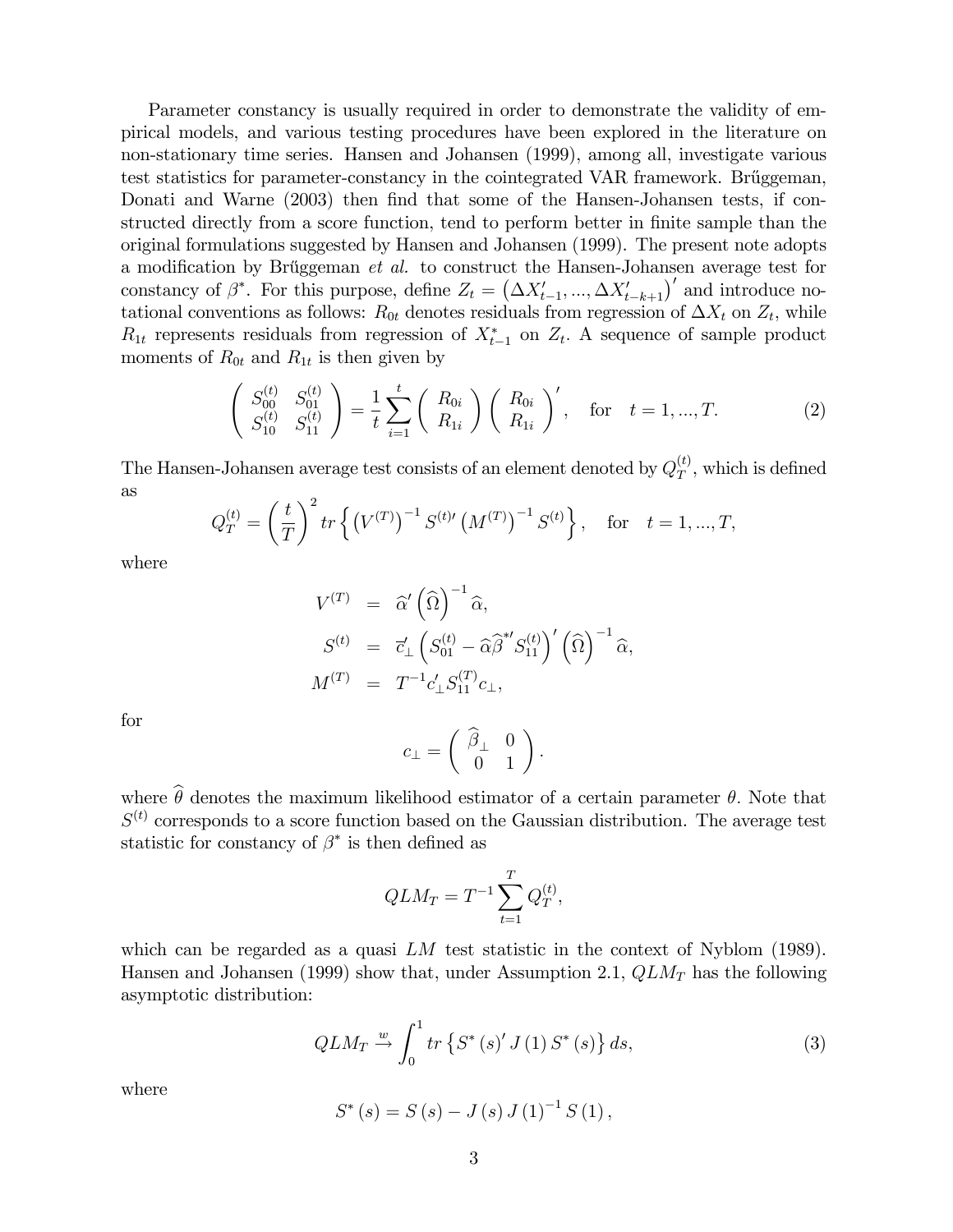Parameter constancy is usually required in order to demonstrate the validity of empirical models, and various testing procedures have been explored in the literature on non-stationary time series. Hansen and Johansen (1999), among all, investigate various test statistics for parameter-constancy in the cointegrated VAR framework. Brűggeman, Donati and Warne (2003) then find that some of the Hansen-Johansen tests, if constructed directly from a score function, tend to perform better in finite sample than the original formulations suggested by Hansen and Johansen (1999). The present note adopts a modification by Brűggeman *et al.* to construct the Hansen-Johansen average test for constancy of $\beta^*$. For this purpose, define $Z_t = \left(\Delta X'_{t-1}, ..., \Delta X'_{t-k+1}\right)'$ and introduce notational conventions as follows: $R_{0t}$ denotes residuals from regression of $\Delta X_t$ on $Z_t$, while $R_{1t}$ represents residuals from regression of $X^*_{t-1}$ on $Z_t$. A sequence of sample product moments of $R_{0t}$ and $R_{1t}$ is then given by

$$\begin{pmatrix} S_{00}^{(t)} & S_{01}^{(t)} \\ S_{10}^{(t)} & S_{11}^{(t)} \end{pmatrix} = \frac{1}{t}\sum_{i=1}^{t} \begin{pmatrix} R_{0i} \\ R_{1i} \end{pmatrix} \begin{pmatrix} R_{0i} \\ R_{1i} \end{pmatrix}', \quad \text{for} \quad t = 1, ..., T. \tag{2}$$

The Hansen-Johansen average test consists of an element denoted by $Q_T^{(t)}$, which is defined as

$$Q_T^{(t)} = \left(\frac{t}{T}\right)^2 tr\left\{ \left(V^{(T)}\right)^{-1} S^{(t)\prime} \left(M^{(T)}\right)^{-1} S^{(t)} \right\}, \quad \text{for} \quad t = 1, ..., T,$$

where

$$\begin{aligned} V^{(T)} &= \widehat{\alpha}' \left(\widehat{\Omega}\right)^{-1} \widehat{\alpha}, \\ S^{(t)} &= \overline{c}'_{\perp} \left(S_{01}^{(t)} - \widehat{\alpha}\widehat{\beta}^{*\prime} S_{11}^{(t)}\right)' \left(\widehat{\Omega}\right)^{-1} \widehat{\alpha}, \\ M^{(T)} &= T^{-1} c'_{\perp} S_{11}^{(T)} c_{\perp}, \end{aligned}$$

for

$$c_{\perp} = \begin{pmatrix} \widehat{\beta}_{\perp} & 0 \\ 0 & 1 \end{pmatrix}.$$

where $\widehat{\theta}$ denotes the maximum likelihood estimator of a certain parameter $\theta$. Note that $S^{(t)}$ corresponds to a score function based on the Gaussian distribution. The average test statistic for constancy of $\beta^*$ is then defined as

$$QLM_T = T^{-1} \sum_{t=1}^{T} Q_T^{(t)},$$

which can be regarded as a quasi $LM$ test statistic in the context of Nyblom (1989). Hansen and Johansen (1999) show that, under Assumption 2.1, $QLM_T$ has the following asymptotic distribution:

$$QLM_T \xrightarrow{w} \int_0^1 tr\left\{ S^*(s)' J(1) S^*(s) \right\} ds, \tag{3}$$

where

$$S^*(s) = S(s) - J(s) J(1)^{-1} S(1),$$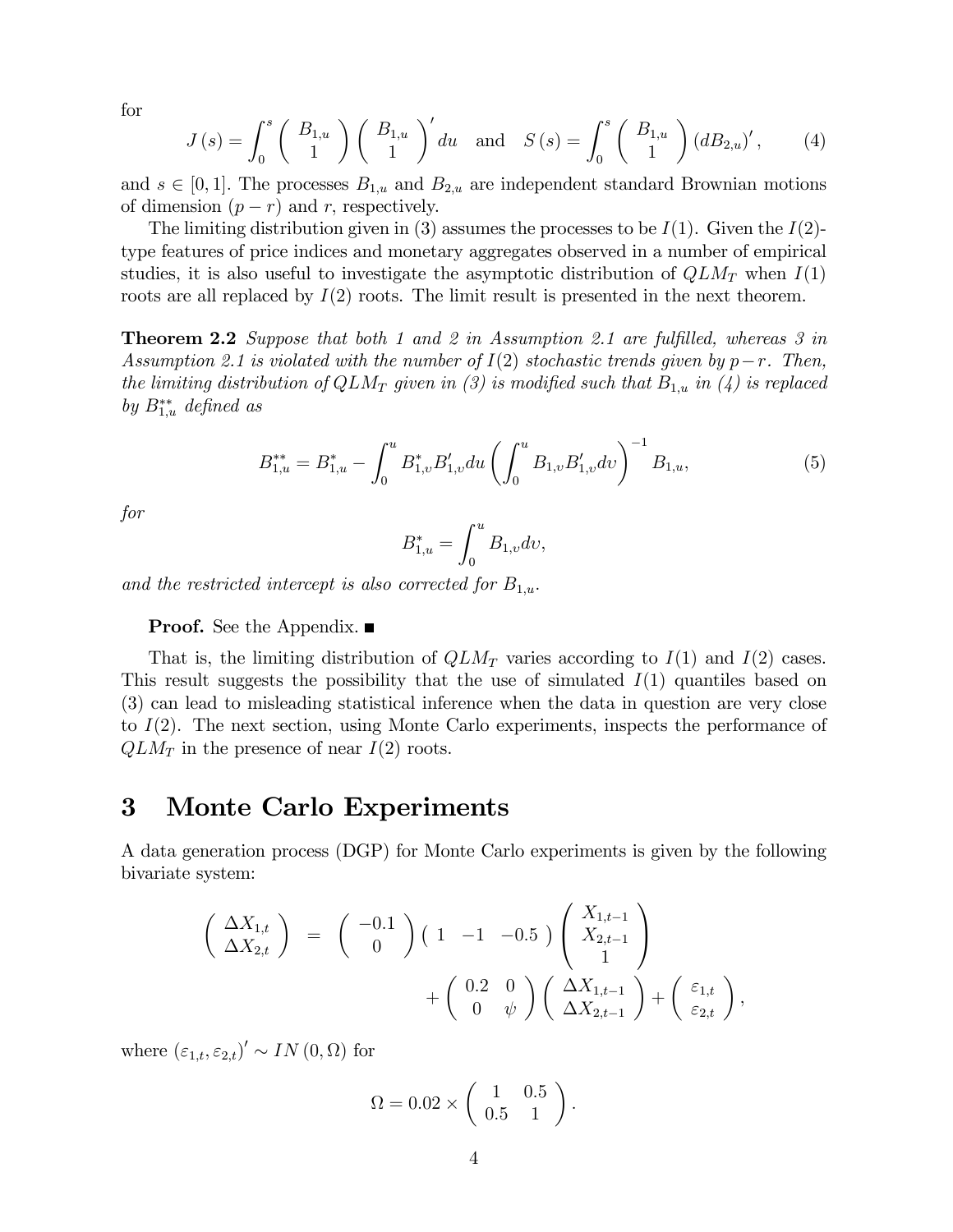for

$$J(s) = \int_0^s \begin{pmatrix} B_{1,u} \\ 1 \end{pmatrix} \begin{pmatrix} B_{1,u} \\ 1 \end{pmatrix}' du \quad \text{and} \quad S(s) = \int_0^s \begin{pmatrix} B_{1,u} \\ 1 \end{pmatrix} (dB_{2,u})', \tag{4}$$

and $s \in [0,1]$. The processes $B_{1,u}$ and $B_{2,u}$ are independent standard Brownian motions of dimension $(p-r)$ and $r$, respectively.

The limiting distribution given in (3) assumes the processes to be $I(1)$. Given the $I(2)$-type features of price indices and monetary aggregates observed in a number of empirical studies, it is also useful to investigate the asymptotic distribution of $QLM_T$ when $I(1)$ roots are all replaced by $I(2)$ roots. The limit result is presented in the next theorem.

**Theorem 2.2** *Suppose that both 1 and 2 in Assumption 2.1 are fulfilled, whereas 3 in Assumption 2.1 is violated with the number of $I(2)$ stochastic trends given by $p-r$. Then, the limiting distribution of $QLM_T$ given in (3) is modified such that $B_{1,u}$ in (4) is replaced by $B_{1,u}^{**}$ defined as*

$$B_{1,u}^{**} = B_{1,u}^{*} - \int_0^u B_{1,\upsilon}^{*} B_{1,\upsilon}' du \left( \int_0^u B_{1,\upsilon} B_{1,\upsilon}' d\upsilon \right)^{-1} B_{1,u}, \tag{5}$$

*for*

$$B_{1,u}^{*} = \int_0^u B_{1,\upsilon} d\upsilon,$$

*and the restricted intercept is also corrected for $B_{1,u}$.*

**Proof.** See the Appendix. ■

That is, the limiting distribution of $QLM_T$ varies according to $I(1)$ and $I(2)$ cases. This result suggests the possibility that the use of simulated $I(1)$ quantiles based on (3) can lead to misleading statistical inference when the data in question are very close to $I(2)$. The next section, using Monte Carlo experiments, inspects the performance of $QLM_T$ in the presence of near $I(2)$ roots.

# 3 Monte Carlo Experiments

A data generation process (DGP) for Monte Carlo experiments is given by the following bivariate system:

$$\begin{aligned} \begin{pmatrix} \Delta X_{1,t} \\ \Delta X_{2,t} \end{pmatrix} &= \begin{pmatrix} -0.1 \\ 0 \end{pmatrix} \begin{pmatrix} 1 & -1 & -0.5 \end{pmatrix} \begin{pmatrix} X_{1,t-1} \\ X_{2,t-1} \\ 1 \end{pmatrix} \\ &\quad + \begin{pmatrix} 0.2 & 0 \\ 0 & \psi \end{pmatrix} \begin{pmatrix} \Delta X_{1,t-1} \\ \Delta X_{2,t-1} \end{pmatrix} + \begin{pmatrix} \varepsilon_{1,t} \\ \varepsilon_{2,t} \end{pmatrix}, \end{aligned}$$

where $(\varepsilon_{1,t}, \varepsilon_{2,t})' \sim IN(0, \Omega)$ for

$$\Omega = 0.02 \times \begin{pmatrix} 1 & 0.5 \\ 0.5 & 1 \end{pmatrix}.$$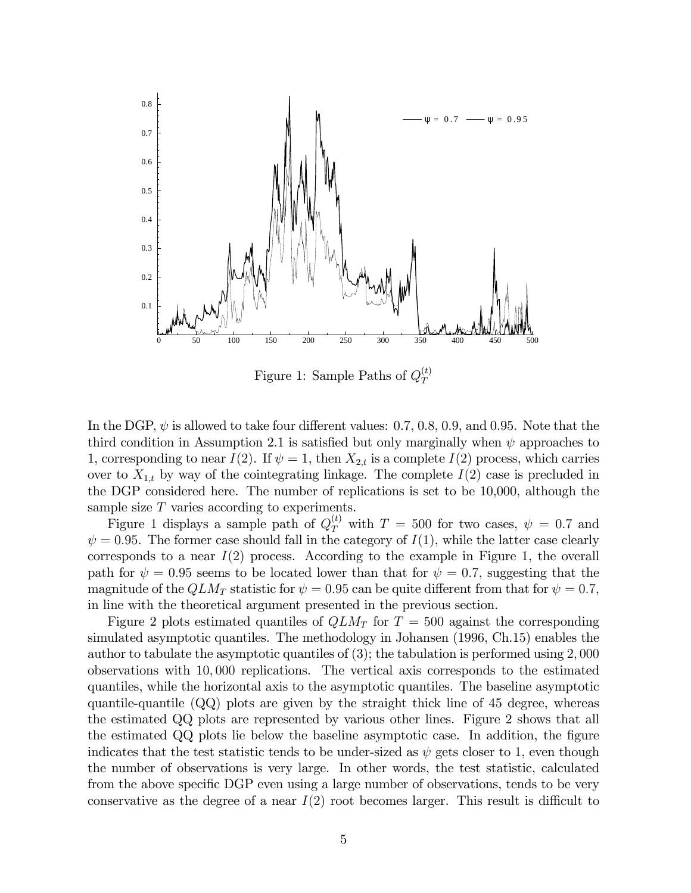Figure 1: Sample Paths of $Q_T^{(t)}$

In the DGP, $\psi$ is allowed to take four different values: 0.7, 0.8, 0.9, and 0.95. Note that the third condition in Assumption 2.1 is satisfied but only marginally when $\psi$ approaches to 1, corresponding to near $I(2)$. If $\psi = 1$, then $X_{2,t}$ is a complete $I(2)$ process, which carries over to $X_{1,t}$ by way of the cointegrating linkage. The complete $I(2)$ case is precluded in the DGP considered here. The number of replications is set to be 10,000, although the sample size $T$ varies according to experiments.

Figure 1 displays a sample path of $Q_T^{(t)}$ with $T = 500$ for two cases, $\psi = 0.7$ and $\psi = 0.95$. The former case should fall in the category of $I(1)$, while the latter case clearly corresponds to a near $I(2)$ process. According to the example in Figure 1, the overall path for $\psi = 0.95$ seems to be located lower than that for $\psi = 0.7$, suggesting that the magnitude of the $QLM_T$ statistic for $\psi = 0.95$ can be quite different from that for $\psi = 0.7$, in line with the theoretical argument presented in the previous section.

Figure 2 plots estimated quantiles of $QLM_T$ for $T = 500$ against the corresponding simulated asymptotic quantiles. The methodology in Johansen (1996, Ch.15) enables the author to tabulate the asymptotic quantiles of (3); the tabulation is performed using 2,000 observations with 10,000 replications. The vertical axis corresponds to the estimated quantiles, while the horizontal axis to the asymptotic quantiles. The baseline asymptotic quantile-quantile (QQ) plots are given by the straight thick line of 45 degree, whereas the estimated QQ plots are represented by various other lines. Figure 2 shows that all the estimated QQ plots lie below the baseline asymptotic case. In addition, the figure indicates that the test statistic tends to be under-sized as $\psi$ gets closer to 1, even though the number of observations is very large. In other words, the test statistic, calculated from the above specific DGP even using a large number of observations, tends to be very conservative as the degree of a near $I(2)$ root becomes larger. This result is difficult to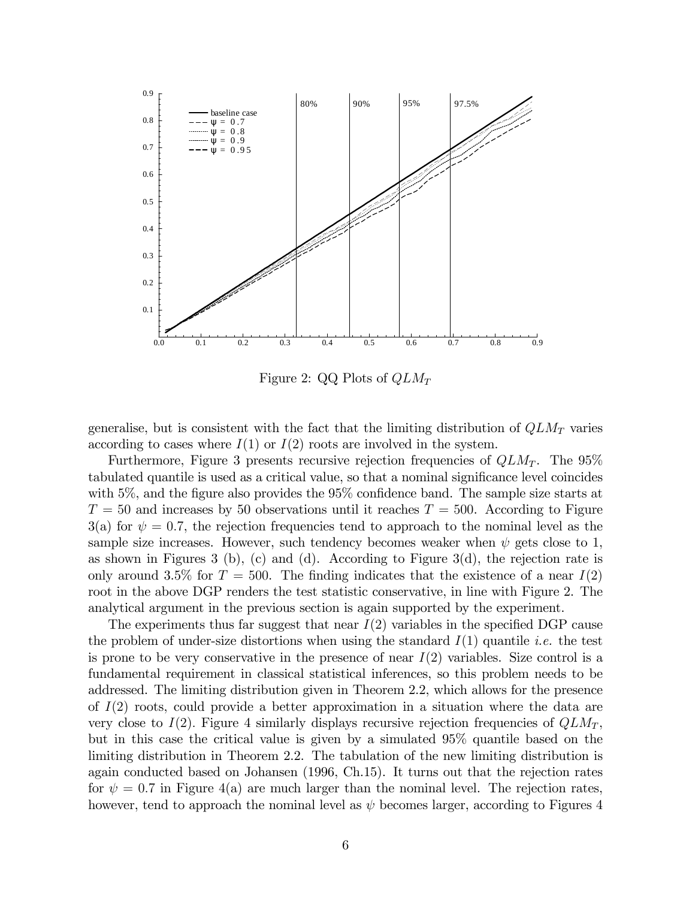Figure 2: QQ Plots of $QLM_T$

generalise, but is consistent with the fact that the limiting distribution of $QLM_T$ varies according to cases where $I(1)$ or $I(2)$ roots are involved in the system.

Furthermore, Figure 3 presents recursive rejection frequencies of $QLM_T$. The 95% tabulated quantile is used as a critical value, so that a nominal significance level coincides with 5%, and the figure also provides the 95% confidence band. The sample size starts at $T = 50$ and increases by 50 observations until it reaches $T = 500$. According to Figure 3(a) for $\psi = 0.7$, the rejection frequencies tend to approach to the nominal level as the sample size increases. However, such tendency becomes weaker when $\psi$ gets close to 1, as shown in Figures 3 (b), (c) and (d). According to Figure 3(d), the rejection rate is only around 3.5% for $T = 500$. The finding indicates that the existence of a near $I(2)$ root in the above DGP renders the test statistic conservative, in line with Figure 2. The analytical argument in the previous section is again supported by the experiment.

The experiments thus far suggest that near $I(2)$ variables in the specified DGP cause the problem of under-size distortions when using the standard $I(1)$ quantile *i.e.* the test is prone to be very conservative in the presence of near $I(2)$ variables. Size control is a fundamental requirement in classical statistical inferences, so this problem needs to be addressed. The limiting distribution given in Theorem 2.2, which allows for the presence of $I(2)$ roots, could provide a better approximation in a situation where the data are very close to $I(2)$. Figure 4 similarly displays recursive rejection frequencies of $QLM_T$, but in this case the critical value is given by a simulated 95% quantile based on the limiting distribution in Theorem 2.2. The tabulation of the new limiting distribution is again conducted based on Johansen (1996, Ch.15). It turns out that the rejection rates for $\psi = 0.7$ in Figure 4(a) are much larger than the nominal level. The rejection rates, however, tend to approach the nominal level as $\psi$ becomes larger, according to Figures 4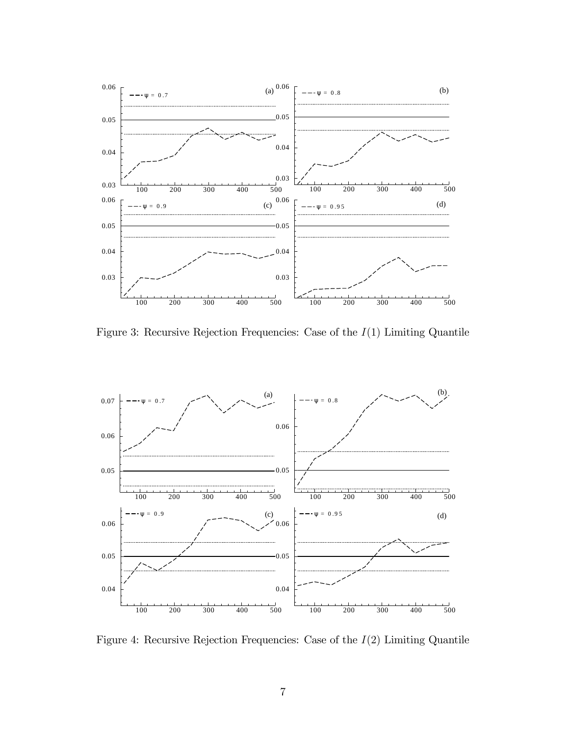Figure 3: Recursive Rejection Frequencies: Case of the $I(1)$ Limiting Quantile

Figure 4: Recursive Rejection Frequencies: Case of the $I(2)$ Limiting Quantile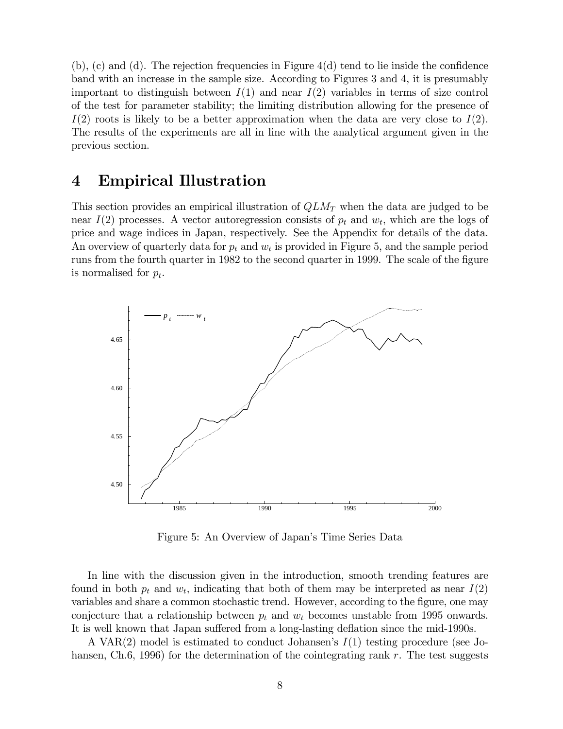(b), (c) and (d). The rejection frequencies in Figure 4(d) tend to lie inside the confidence band with an increase in the sample size. According to Figures 3 and 4, it is presumably important to distinguish between $I(1)$ and near $I(2)$ variables in terms of size control of the test for parameter stability; the limiting distribution allowing for the presence of $I(2)$ roots is likely to be a better approximation when the data are very close to $I(2)$. The results of the experiments are all in line with the analytical argument given in the previous section.

# 4 Empirical Illustration

This section provides an empirical illustration of $QLM_T$ when the data are judged to be near $I(2)$ processes. A vector autoregression consists of $p_t$ and $w_t$, which are the logs of price and wage indices in Japan, respectively. See the Appendix for details of the data. An overview of quarterly data for $p_t$ and $w_t$ is provided in Figure 5, and the sample period runs from the fourth quarter in 1982 to the second quarter in 1999. The scale of the figure is normalised for $p_t$.

Figure 5: An Overview of Japan's Time Series Data

In line with the discussion given in the introduction, smooth trending features are found in both $p_t$ and $w_t$, indicating that both of them may be interpreted as near $I(2)$ variables and share a common stochastic trend. However, according to the figure, one may conjecture that a relationship between $p_t$ and $w_t$ becomes unstable from 1995 onwards. It is well known that Japan suffered from a long-lasting deflation since the mid-1990s.

A VAR(2) model is estimated to conduct Johansen's $I(1)$ testing procedure (see Johansen, Ch.6, 1996) for the determination of the cointegrating rank $r$. The test suggests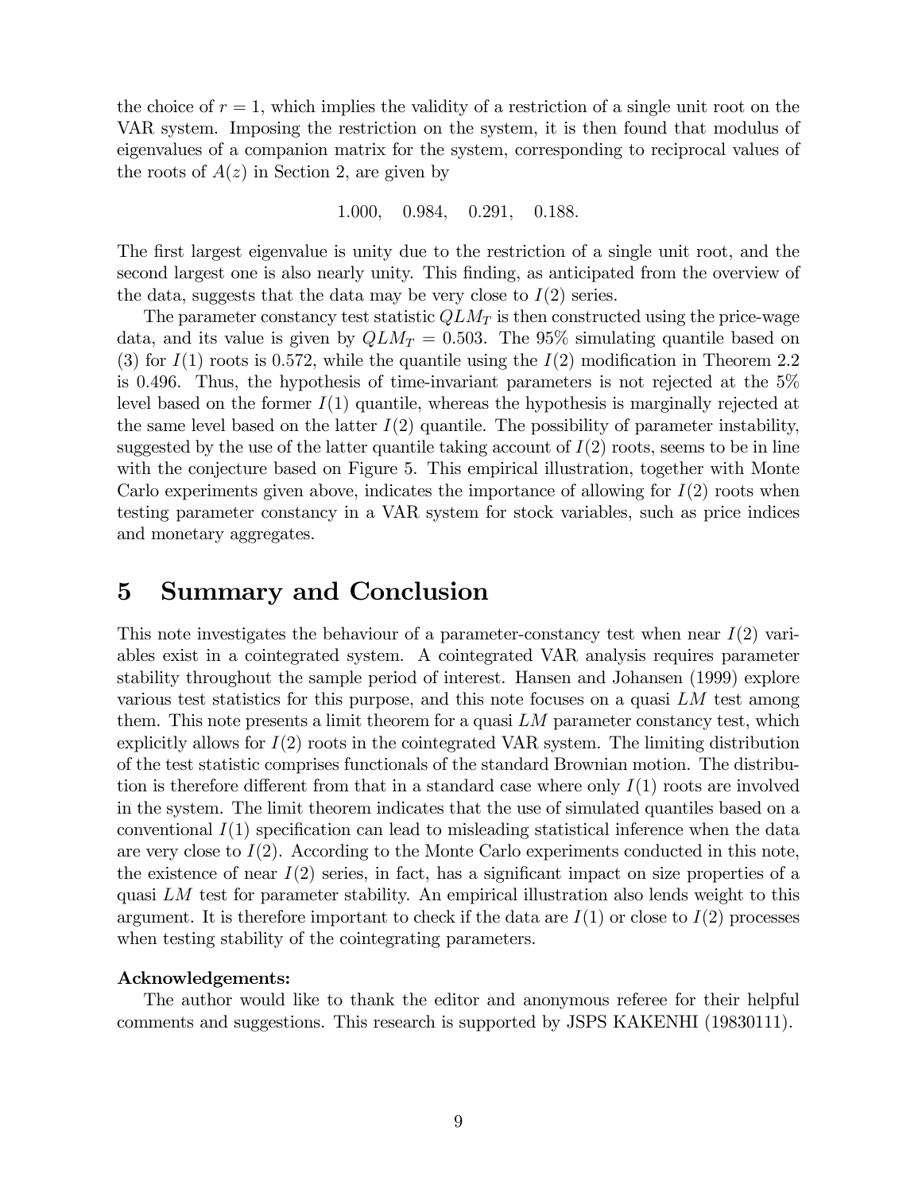the choice of $r = 1$, which implies the validity of a restriction of a single unit root on the VAR system. Imposing the restriction on the system, it is then found that modulus of eigenvalues of a companion matrix for the system, corresponding to reciprocal values of the roots of $A(z)$ in Section 2, are given by

$$1.000, \quad 0.984, \quad 0.291, \quad 0.188.$$

The first largest eigenvalue is unity due to the restriction of a single unit root, and the second largest one is also nearly unity. This finding, as anticipated from the overview of the data, suggests that the data may be very close to $I(2)$ series.

The parameter constancy test statistic $QLM_T$ is then constructed using the price-wage data, and its value is given by $QLM_T = 0.503$. The 95% simulating quantile based on (3) for $I(1)$ roots is 0.572, while the quantile using the $I(2)$ modification in Theorem 2.2 is 0.496. Thus, the hypothesis of time-invariant parameters is not rejected at the 5% level based on the former $I(1)$ quantile, whereas the hypothesis is marginally rejected at the same level based on the latter $I(2)$ quantile. The possibility of parameter instability, suggested by the use of the latter quantile taking account of $I(2)$ roots, seems to be in line with the conjecture based on Figure 5. This empirical illustration, together with Monte Carlo experiments given above, indicates the importance of allowing for $I(2)$ roots when testing parameter constancy in a VAR system for stock variables, such as price indices and monetary aggregates.

# 5 Summary and Conclusion

This note investigates the behaviour of a parameter-constancy test when near $I(2)$ variables exist in a cointegrated system. A cointegrated VAR analysis requires parameter stability throughout the sample period of interest. Hansen and Johansen (1999) explore various test statistics for this purpose, and this note focuses on a quasi $LM$ test among them. This note presents a limit theorem for a quasi $LM$ parameter constancy test, which explicitly allows for $I(2)$ roots in the cointegrated VAR system. The limiting distribution of the test statistic comprises functionals of the standard Brownian motion. The distribution is therefore different from that in a standard case where only $I(1)$ roots are involved in the system. The limit theorem indicates that the use of simulated quantiles based on a conventional $I(1)$ specification can lead to misleading statistical inference when the data are very close to $I(2)$. According to the Monte Carlo experiments conducted in this note, the existence of near $I(2)$ series, in fact, has a significant impact on size properties of a quasi $LM$ test for parameter stability. An empirical illustration also lends weight to this argument. It is therefore important to check if the data are $I(1)$ or close to $I(2)$ processes when testing stability of the cointegrating parameters.

**Acknowledgements:**

The author would like to thank the editor and anonymous referee for their helpful comments and suggestions. This research is supported by JSPS KAKENHI (19830111).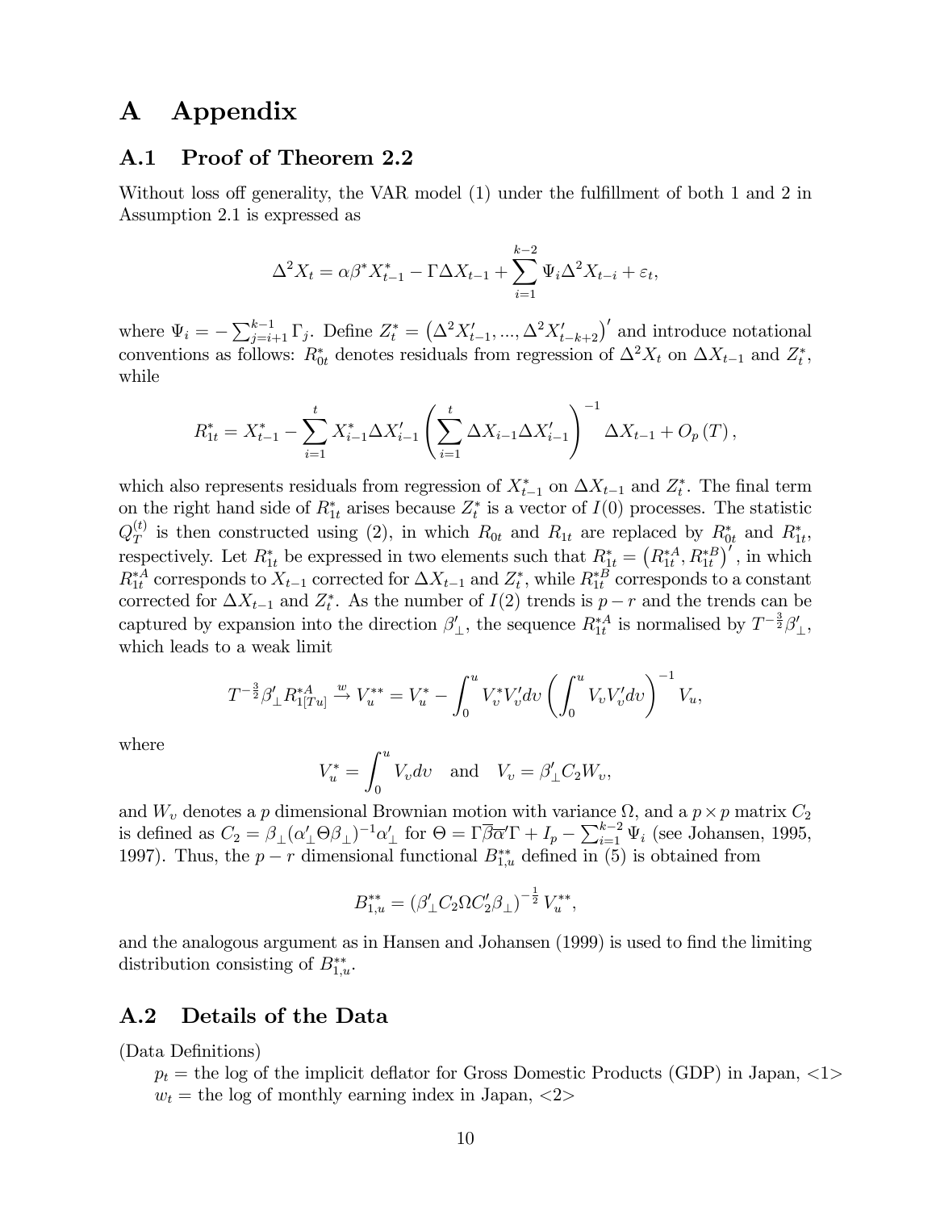# A Appendix

## A.1 Proof of Theorem 2.2

Without loss off generality, the VAR model (1) under the fulfillment of both 1 and 2 in Assumption 2.1 is expressed as

$$\Delta^2 X_t = \alpha \beta^* X_{t-1}^* - \Gamma \Delta X_{t-1} + \sum_{i=1}^{k-2} \Psi_i \Delta^2 X_{t-i} + \varepsilon_t,$$

where $\Psi_i = -\sum_{j=i+1}^{k-1} \Gamma_j$. Define $Z_t^* = \left(\Delta^2 X_{t-1}', ..., \Delta^2 X_{t-k+2}'\right)'$ and introduce notational conventions as follows: $R_{0t}^*$ denotes residuals from regression of $\Delta^2 X_t$ on $\Delta X_{t-1}$ and $Z_t^*$, while

$$R_{1t}^* = X_{t-1}^* - \sum_{i=1}^{t} X_{i-1}^* \Delta X_{i-1}' \left( \sum_{i=1}^{t} \Delta X_{i-1} \Delta X_{i-1}' \right)^{-1} \Delta X_{t-1} + O_p(T),$$

which also represents residuals from regression of $X_{t-1}^*$ on $\Delta X_{t-1}$ and $Z_t^*$. The final term on the right hand side of $R_{1t}^*$ arises because $Z_t^*$ is a vector of $I(0)$ processes. The statistic $Q_T^{(t)}$ is then constructed using (2), in which $R_{0t}$ and $R_{1t}$ are replaced by $R_{0t}^*$ and $R_{1t}^*$, respectively. Let $R_{1t}^*$ be expressed in two elements such that $R_{1t}^* = \left(R_{1t}^{*A}, R_{1t}^{*B}\right)'$, in which $R_{1t}^{*A}$ corresponds to $X_{t-1}$ corrected for $\Delta X_{t-1}$ and $Z_t^*$, while $R_{1t}^{*B}$ corresponds to a constant corrected for $\Delta X_{t-1}$ and $Z_t^*$. As the number of $I(2)$ trends is $p-r$ and the trends can be captured by expansion into the direction $\beta_\perp'$, the sequence $R_{1t}^{*A}$ is normalised by $T^{-\frac{3}{2}}\beta_\perp'$, which leads to a weak limit

$$T^{-\frac{3}{2}} \beta_\perp' R_{1[Tu]}^{*A} \xrightarrow{w} V_u^{**} = V_u^* - \int_0^u V_v^* V_v' dv \left( \int_0^u V_v V_v' dv \right)^{-1} V_u,$$

where

$$V_u^* = \int_0^u V_v dv \quad \text{and} \quad V_v = \beta_\perp' C_2 W_v,$$

and $W_v$ denotes a $p$ dimensional Brownian motion with variance $\Omega$, and a $p \times p$ matrix $C_2$ is defined as $C_2 = \beta_\perp (\alpha_\perp' \Theta \beta_\perp)^{-1} \alpha_\perp'$ for $\Theta = \Gamma \overline{\beta} \overline{\alpha}' \Gamma + I_p - \sum_{i=1}^{k-2} \Psi_i$ (see Johansen, 1995, 1997). Thus, the $p-r$ dimensional functional $B_{1,u}^{**}$ defined in (5) is obtained from

$$B_{1,u}^{**} = \left(\beta_\perp' C_2 \Omega C_2' \beta_\perp\right)^{-\frac{1}{2}} V_u^{**},$$

and the analogous argument as in Hansen and Johansen (1999) is used to find the limiting distribution consisting of $B_{1,u}^{**}$.

## A.2 Details of the Data

(Data Definitions)

$p_t$ = the log of the implicit deflator for Gross Domestic Products (GDP) in Japan, <1>

$w_t$ = the log of monthly earning index in Japan, <2>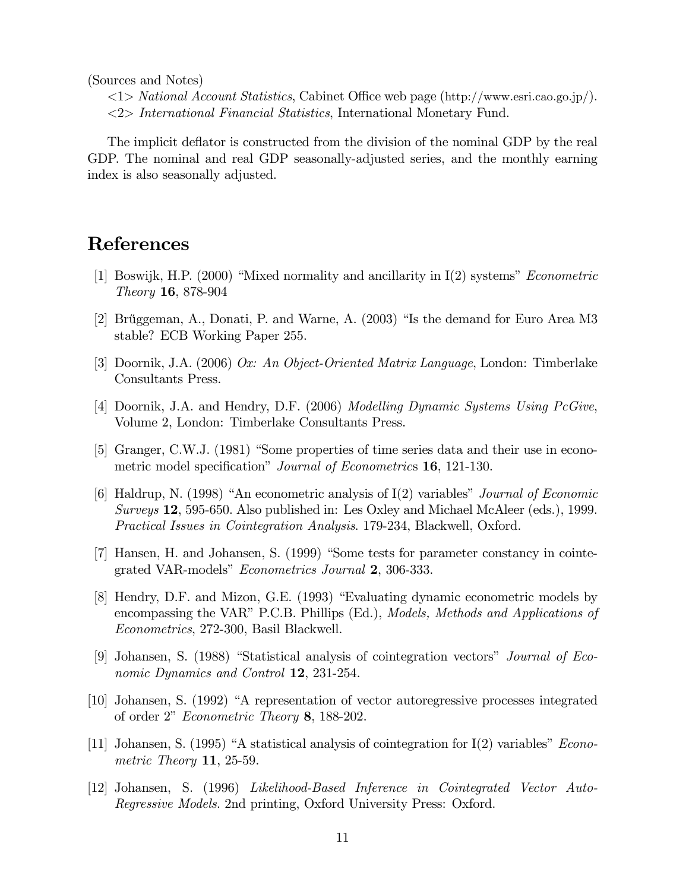(Sources and Notes)

<1> *National Account Statistics*, Cabinet Office web page (http://www.esri.cao.go.jp/).

<2> *International Financial Statistics*, International Monetary Fund.

The implicit deflator is constructed from the division of the nominal GDP by the real GDP. The nominal and real GDP seasonally-adjusted series, and the monthly earning index is also seasonally adjusted.

# References

[1] Boswijk, H.P. (2000) "Mixed normality and ancillarity in I(2) systems" *Econometric Theory* **16**, 878-904

[2] Brűggeman, A., Donati, P. and Warne, A. (2003) "Is the demand for Euro Area M3 stable? ECB Working Paper 255.

[3] Doornik, J.A. (2006) *Ox: An Object-Oriented Matrix Language*, London: Timberlake Consultants Press.

[4] Doornik, J.A. and Hendry, D.F. (2006) *Modelling Dynamic Systems Using PcGive*, Volume 2, London: Timberlake Consultants Press.

[5] Granger, C.W.J. (1981) "Some properties of time series data and their use in econometric model specification" *Journal of Econometrics* **16**, 121-130.

[6] Haldrup, N. (1998) "An econometric analysis of I(2) variables" *Journal of Economic Surveys* **12**, 595-650. Also published in: Les Oxley and Michael McAleer (eds.), 1999. *Practical Issues in Cointegration Analysis*. 179-234, Blackwell, Oxford.

[7] Hansen, H. and Johansen, S. (1999) "Some tests for parameter constancy in cointegrated VAR-models" *Econometrics Journal* **2**, 306-333.

[8] Hendry, D.F. and Mizon, G.E. (1993) "Evaluating dynamic econometric models by encompassing the VAR" P.C.B. Phillips (Ed.), *Models, Methods and Applications of Econometrics*, 272-300, Basil Blackwell.

[9] Johansen, S. (1988) "Statistical analysis of cointegration vectors" *Journal of Economic Dynamics and Control* **12**, 231-254.

[10] Johansen, S. (1992) "A representation of vector autoregressive processes integrated of order 2" *Econometric Theory* **8**, 188-202.

[11] Johansen, S. (1995) "A statistical analysis of cointegration for I(2) variables" *Econometric Theory* **11**, 25-59.

[12] Johansen, S. (1996) *Likelihood-Based Inference in Cointegrated Vector Auto-Regressive Models*. 2nd printing, Oxford University Press: Oxford.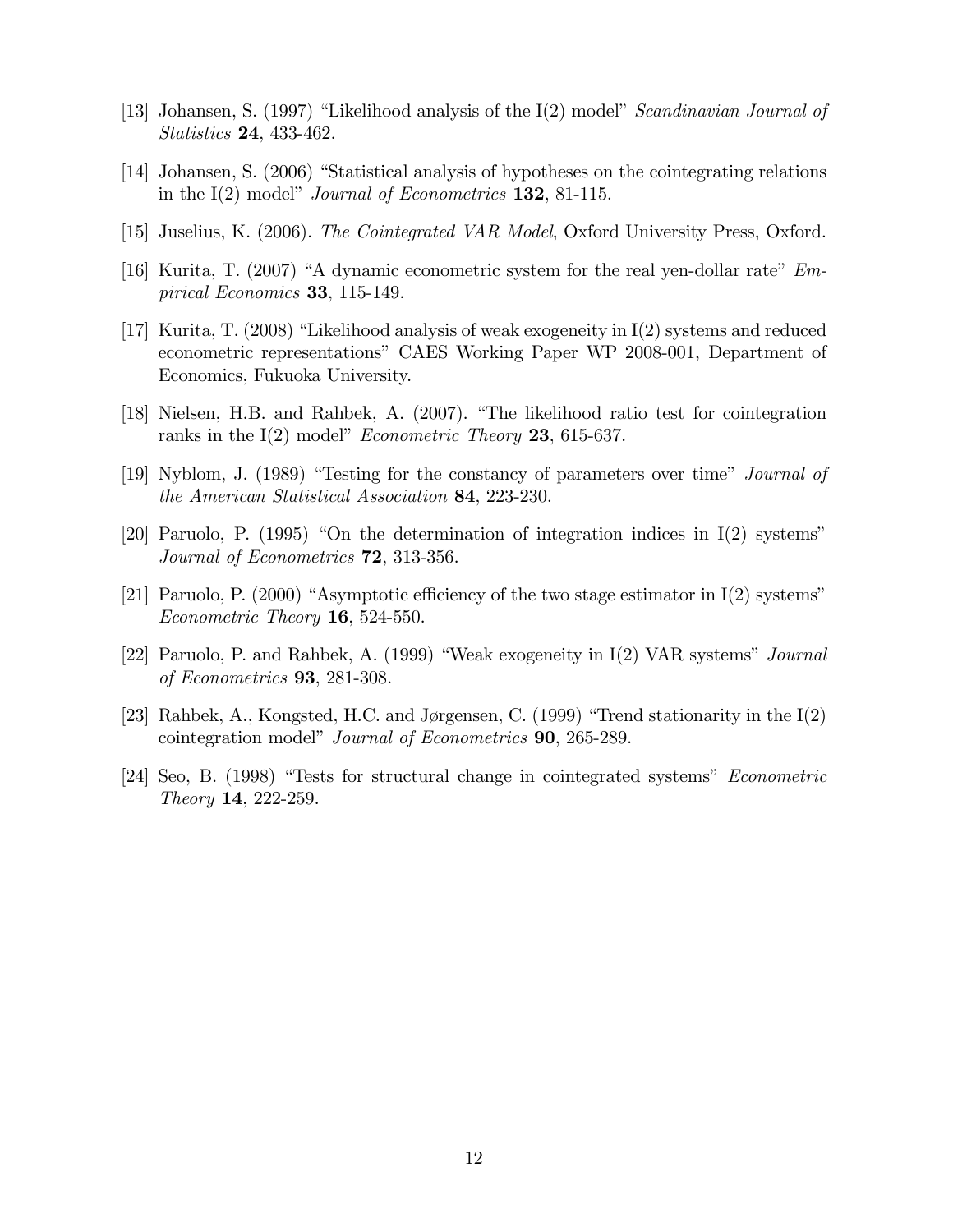[13] Johansen, S. (1997) "Likelihood analysis of the I(2) model" *Scandinavian Journal of Statistics* **24**, 433-462.

[14] Johansen, S. (2006) "Statistical analysis of hypotheses on the cointegrating relations in the I(2) model" *Journal of Econometrics* **132**, 81-115.

[15] Juselius, K. (2006). *The Cointegrated VAR Model*, Oxford University Press, Oxford.

[16] Kurita, T. (2007) "A dynamic econometric system for the real yen-dollar rate" *Empirical Economics* **33**, 115-149.

[17] Kurita, T. (2008) "Likelihood analysis of weak exogeneity in I(2) systems and reduced econometric representations" CAES Working Paper WP 2008-001, Department of Economics, Fukuoka University.

[18] Nielsen, H.B. and Rahbek, A. (2007). "The likelihood ratio test for cointegration ranks in the I(2) model" *Econometric Theory* **23**, 615-637.

[19] Nyblom, J. (1989) "Testing for the constancy of parameters over time" *Journal of the American Statistical Association* **84**, 223-230.

[20] Paruolo, P. (1995) "On the determination of integration indices in I(2) systems" *Journal of Econometrics* **72**, 313-356.

[21] Paruolo, P. (2000) "Asymptotic efficiency of the two stage estimator in I(2) systems" *Econometric Theory* **16**, 524-550.

[22] Paruolo, P. and Rahbek, A. (1999) "Weak exogeneity in I(2) VAR systems" *Journal of Econometrics* **93**, 281-308.

[23] Rahbek, A., Kongsted, H.C. and Jørgensen, C. (1999) "Trend stationarity in the I(2) cointegration model" *Journal of Econometrics* **90**, 265-289.

[24] Seo, B. (1998) "Tests for structural change in cointegrated systems" *Econometric Theory* **14**, 222-259.